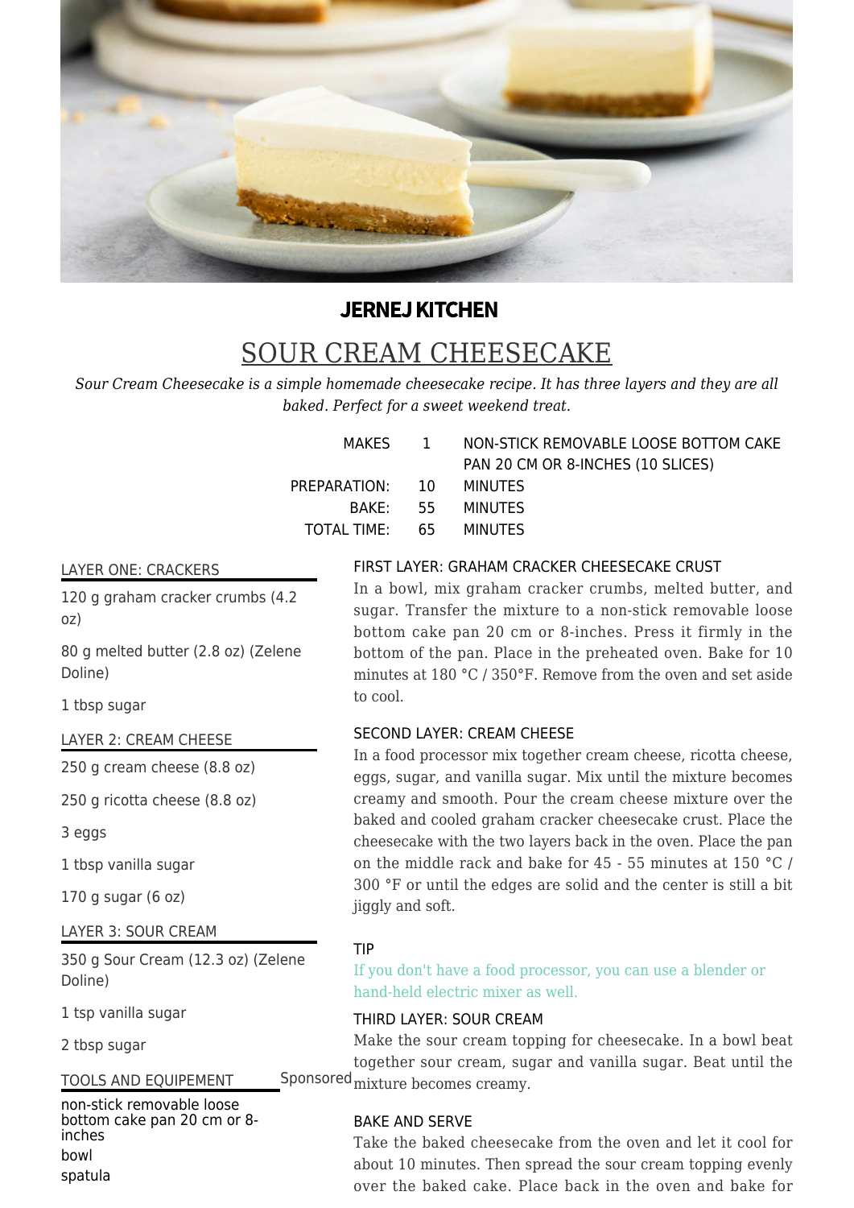**JERNEJ KITCHEN**

# SOUR CREAM CHEESECAKE

*Sour Cream Cheesecake is a simple homemade cheesecake recipe. It has three layers and they are all baked. Perfect for a sweet weekend treat.*

| | | |
|---|---|---|
| MAKES | 1 | NON-STICK REMOVABLE LOOSE BOTTOM CAKE PAN 20 CM OR 8-INCHES (10 SLICES) |
| PREPARATION: | 10 | MINUTES |
| BAKE: | 55 | MINUTES |
| TOTAL TIME: | 65 | MINUTES |

## LAYER ONE: CRACKERS

120 g graham cracker crumbs (4.2 oz)

80 g melted butter (2.8 oz) (Zelene Doline)

1 tbsp sugar

## LAYER 2: CREAM CHEESE

250 g cream cheese (8.8 oz)

250 g ricotta cheese (8.8 oz)

3 eggs

1 tbsp vanilla sugar

170 g sugar (6 oz)

## LAYER 3: SOUR CREAM

350 g Sour Cream (12.3 oz) (Zelene Doline)

1 tsp vanilla sugar

2 tbsp sugar

## TOOLS AND EQUIPEMENT

Sponsored

non-stick removable loose bottom cake pan 20 cm or 8-inches

bowl

spatula

## FIRST LAYER: GRAHAM CRACKER CHEESECAKE CRUST

In a bowl, mix graham cracker crumbs, melted butter, and sugar. Transfer the mixture to a non-stick removable loose bottom cake pan 20 cm or 8-inches. Press it firmly in the bottom of the pan. Place in the preheated oven. Bake for 10 minutes at 180 °C / 350°F. Remove from the oven and set aside to cool.

## SECOND LAYER: CREAM CHEESE

In a food processor mix together cream cheese, ricotta cheese, eggs, sugar, and vanilla sugar. Mix until the mixture becomes creamy and smooth. Pour the cream cheese mixture over the baked and cooled graham cracker cheesecake crust. Place the cheesecake with the two layers back in the oven. Place the pan on the middle rack and bake for 45 - 55 minutes at 150 °C / 300 °F or until the edges are solid and the center is still a bit jiggly and soft.

## TIP

If you don't have a food processor, you can use a blender or hand-held electric mixer as well.

## THIRD LAYER: SOUR CREAM

Make the sour cream topping for cheesecake. In a bowl beat together sour cream, sugar and vanilla sugar. Beat until the mixture becomes creamy.

## BAKE AND SERVE

Take the baked cheesecake from the oven and let it cool for about 10 minutes. Then spread the sour cream topping evenly over the baked cake. Place back in the oven and bake for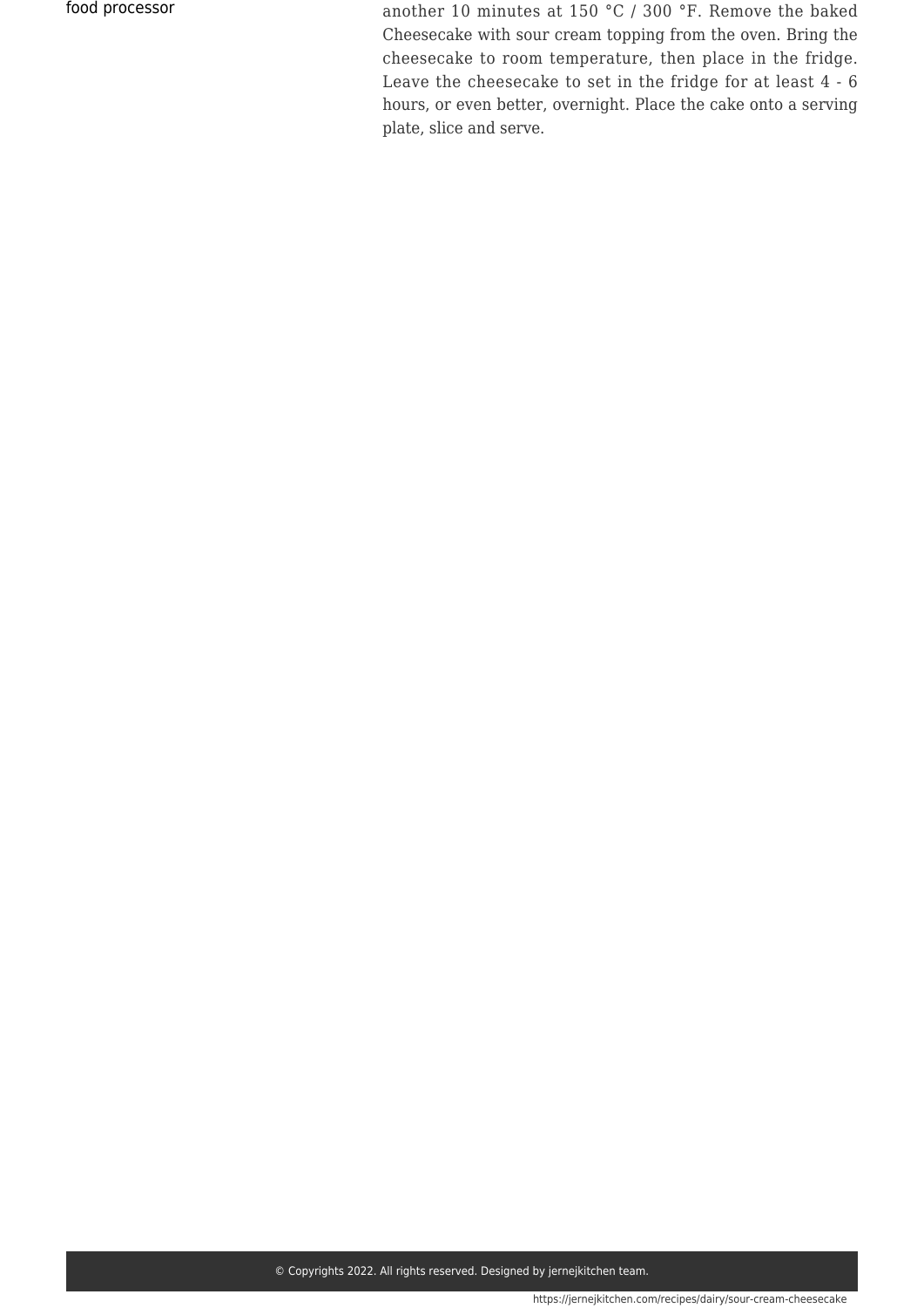food processor

another 10 minutes at 150 °C / 300 °F. Remove the baked Cheesecake with sour cream topping from the oven. Bring the cheesecake to room temperature, then place in the fridge. Leave the cheesecake to set in the fridge for at least 4 - 6 hours, or even better, overnight. Place the cake onto a serving plate, slice and serve.